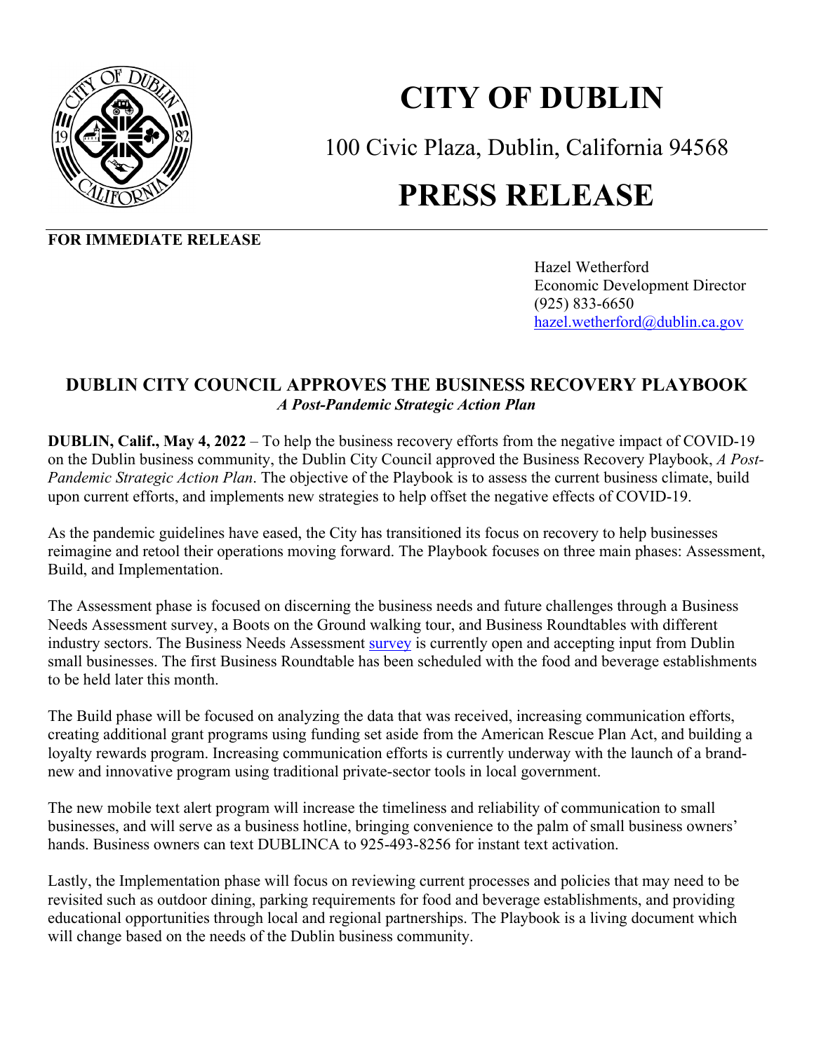# CITY OF DUBLIN

100 Civic Plaza, Dublin, California 94568

# PRESS RELEASE

**FOR IMMEDIATE RELEASE**

Hazel Wetherford
Economic Development Director
(925) 833-6650
hazel.wetherford@dublin.ca.gov

## DUBLIN CITY COUNCIL APPROVES THE BUSINESS RECOVERY PLAYBOOK

***A Post-Pandemic Strategic Action Plan***

**DUBLIN, Calif., May 4, 2022** – To help the business recovery efforts from the negative impact of COVID-19 on the Dublin business community, the Dublin City Council approved the Business Recovery Playbook, *A Post-Pandemic Strategic Action Plan*. The objective of the Playbook is to assess the current business climate, build upon current efforts, and implements new strategies to help offset the negative effects of COVID-19.

As the pandemic guidelines have eased, the City has transitioned its focus on recovery to help businesses reimagine and retool their operations moving forward. The Playbook focuses on three main phases: Assessment, Build, and Implementation.

The Assessment phase is focused on discerning the business needs and future challenges through a Business Needs Assessment survey, a Boots on the Ground walking tour, and Business Roundtables with different industry sectors. The Business Needs Assessment survey is currently open and accepting input from Dublin small businesses. The first Business Roundtable has been scheduled with the food and beverage establishments to be held later this month.

The Build phase will be focused on analyzing the data that was received, increasing communication efforts, creating additional grant programs using funding set aside from the American Rescue Plan Act, and building a loyalty rewards program. Increasing communication efforts is currently underway with the launch of a brand-new and innovative program using traditional private-sector tools in local government.

The new mobile text alert program will increase the timeliness and reliability of communication to small businesses, and will serve as a business hotline, bringing convenience to the palm of small business owners' hands. Business owners can text DUBLINCA to 925-493-8256 for instant text activation.

Lastly, the Implementation phase will focus on reviewing current processes and policies that may need to be revisited such as outdoor dining, parking requirements for food and beverage establishments, and providing educational opportunities through local and regional partnerships. The Playbook is a living document which will change based on the needs of the Dublin business community.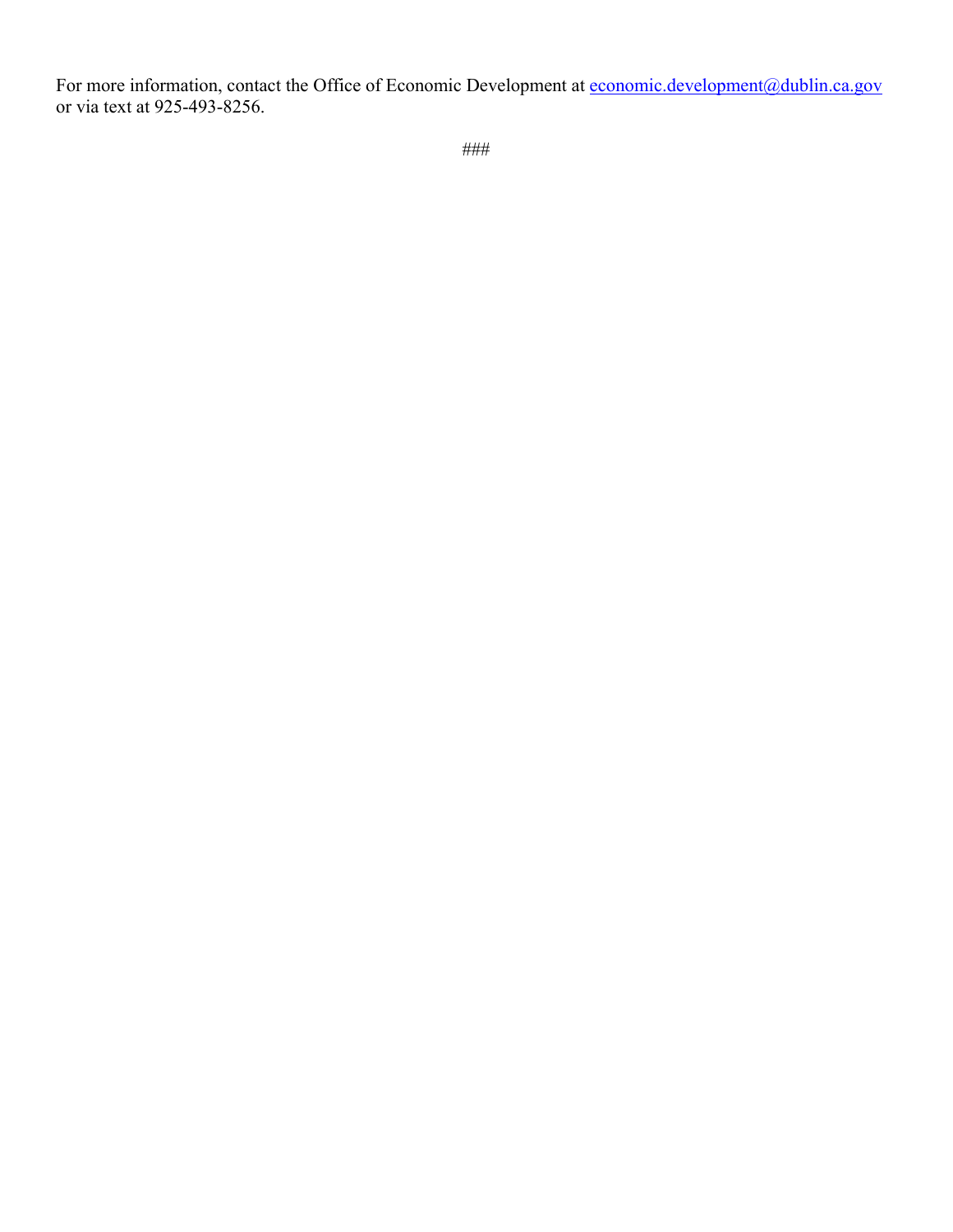For more information, contact the Office of Economic Development at economic.development@dublin.ca.gov or via text at 925-493-8256.

###